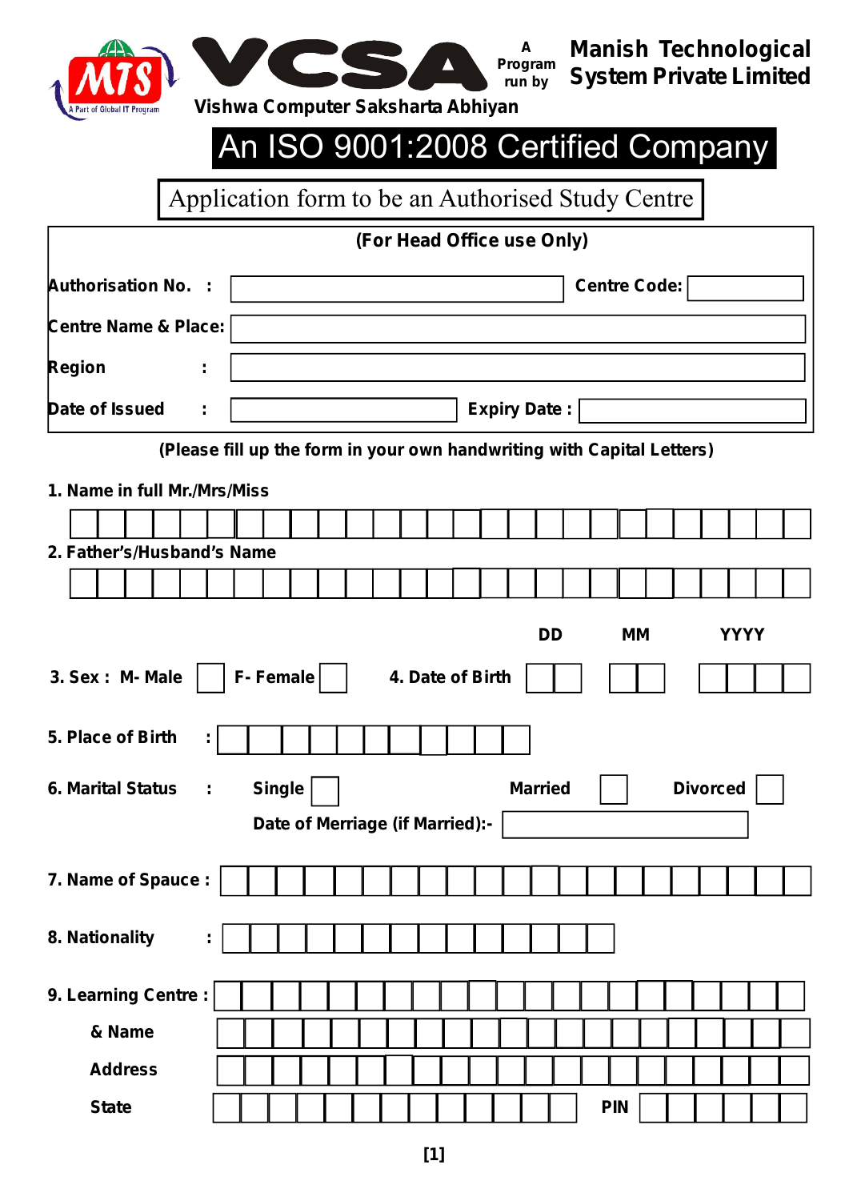MTS — A Part of Global IT Program

# VCSA

**Vishwa Computer Saksharta Abhiyan**

A Program run by **Manish Technological System Private Limited**

## An ISO 9001:2008 Certified Company

### Application form to be an Authorised Study Centre

**(For Head Office use Only)**

| | | | |
|---|---|---|---|
| **Authorisation No. :** | | **Centre Code:** | |
| **Centre Name & Place:** | | | |
| **Region :** | | | |
| **Date of Issued :** | | **Expiry Date :** | |

**(Please fill up the form in your own handwriting with Capital Letters)**

**1. Name in full Mr./Mrs/Miss**

**2. Father's/Husband's Name**

**3. Sex : M- Male** ☐ **F- Female** ☐

**4. Date of Birth** DD ☐☐ MM ☐☐ YYYY ☐☐☐☐

**5. Place of Birth :**

**6. Marital Status :** **Single** ☐ **Married** ☐ **Divorced** ☐

**Date of Merriage (if Married):-**

**7. Name of Spauce :**

**8. Nationality :**

**9. Learning Centre :**

**& Name**

**Address**

**State** **PIN**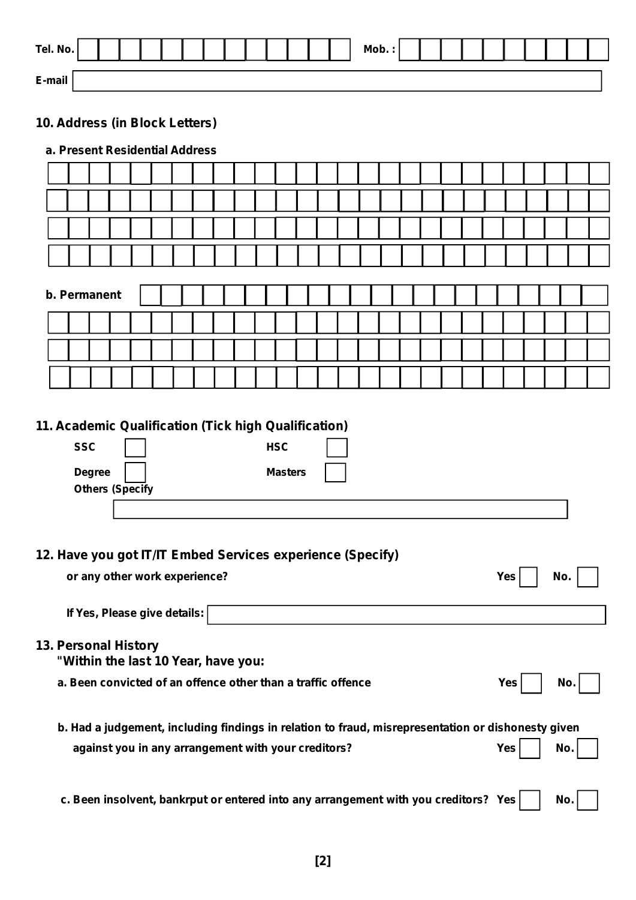Tel. No. ______________________ Mob. : ______________________

E-mail ______________________

**10. Address (in Block Letters)**

**a. Present Residential Address**

______________________

______________________

______________________

______________________

**b. Permanent** ______________________

______________________

______________________

______________________

**11. Academic Qualification (Tick high Qualification)**

**SSC** ☐ **HSC** ☐

**Degree** ☐ **Masters** ☐

**Others (Specify**

______________________

**12. Have you got IT/IT Embed Services experience (Specify)**

**or any other work experience?** **Yes** ☐ **No.** ☐

**If Yes, Please give details:** ______________________

**13. Personal History**

**"Within the last 10 Year, have you:**

**a. Been convicted of an offence other than a traffic offence** **Yes** ☐ **No.** ☐

**b. Had a judgement, including findings in relation to fraud, misrepresentation or dishonesty given against you in any arrangement with your creditors?** **Yes** ☐ **No.** ☐

**c. Been insolvent, bankrput or entered into any arrangement with you creditors?** **Yes** ☐ **No.** ☐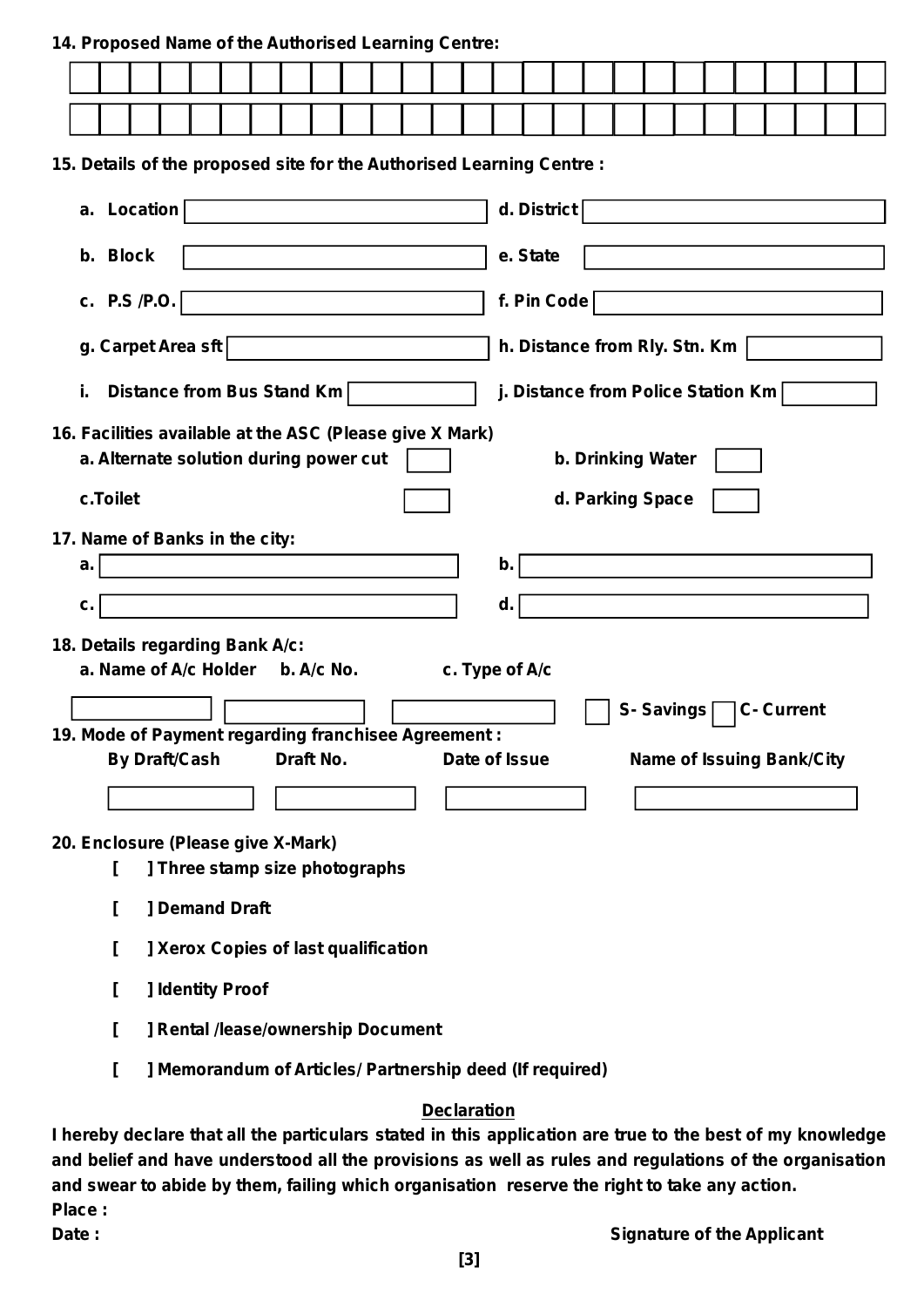**14. Proposed Name of the Authorised Learning Centre:**

**15. Details of the proposed site for the Authorised Learning Centre :**

a. **Location**

d. **District**

b. **Block**

e. **State**

c. **P.S /P.O.**

f. **Pin Code**

g. **Carpet Area sft**

h. **Distance from Rly. Stn. Km**

i. **Distance from Bus Stand Km**

j. **Distance from Police Station Km**

**16. Facilities available at the ASC (Please give X Mark)**

a. **Alternate solution during power cut**

b. **Drinking Water**

c. **Toilet**

d. **Parking Space**

**17. Name of Banks in the city:**

a.

b.

c.

d.

**18. Details regarding Bank A/c:**

a. **Name of A/c Holder** b. **A/c No.** c. **Type of A/c**

**S- Savings** **C- Current**

**19. Mode of Payment regarding franchisee Agreement :**

| By Draft/Cash | Draft No. | Date of Issue | Name of Issuing Bank/City |
|---|---|---|---|
| | | | |

**20. Enclosure (Please give X-Mark)**

[ ] Three stamp size photographs

[ ] Demand Draft

[ ] Xerox Copies of last qualification

[ ] Identity Proof

[ ] Rental /lease/ownership Document

[ ] Memorandum of Articles/ Partnership deed (If required)

**Declaration**

**I hereby declare that all the particulars stated in this application are true to the best of my knowledge and belief and have understood all the provisions as well as rules and regulations of the organisation and swear to abide by them, failing which organisation reserve the right to take any action.**

**Place :**

**Date :**

**Signature of the Applicant**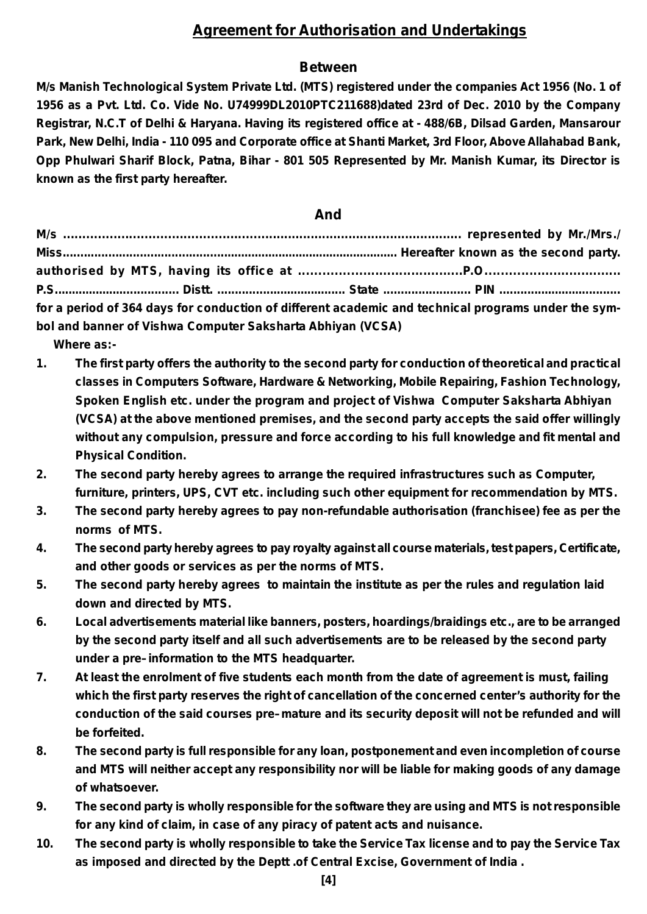## Agreement for Authorisation and Undertakings

### Between

**M/s Manish Technological System Private Ltd. (MTS) registered under the companies Act 1956 (No. 1 of 1956 as a Pvt. Ltd. Co. Vide No. U74999DL2010PTC211688)dated 23rd of Dec. 2010 by the Company Registrar, N.C.T of Delhi & Haryana. Having its registered office at - 488/6B, Dilsad Garden, Mansarour Park, New Delhi, India - 110 095 and Corporate office at Shanti Market, 3rd Floor, Above Allahabad Bank, Opp Phulwari Sharif Block, Patna, Bihar - 801 505 Represented by Mr. Manish Kumar, its Director is known as the first party hereafter.**

### And

**M/s ............................................................................................................ represented by Mr./Mrs./ Miss.................................................................................................. Hereafter known as the second party. authorised by MTS, having its office at ........................................P.O................................. P.S.................................. Distt. ................................... State ........................ PIN .................................. for a period of 364 days for conduction of different academic and technical programs under the symbol and banner of Vishwa Computer Saksharta Abhiyan (VCSA)**

**Where as:-**

1. **The first party offers the authority to the second party for conduction of theoretical and practical classes in Computers Software, Hardware & Networking, Mobile Repairing, Fashion Technology, Spoken English etc. under the program and project of Vishwa Computer Saksharta Abhiyan (VCSA) at the above mentioned premises, and the second party accepts the said offer willingly without any compulsion, pressure and force according to his full knowledge and fit mental and Physical Condition.**
2. **The second party hereby agrees to arrange the required infrastructures such as Computer, furniture, printers, UPS, CVT etc. including such other equipment for recommendation by MTS.**
3. **The second party hereby agrees to pay non-refundable authorisation (franchisee) fee as per the norms of MTS.**
4. **The second party hereby agrees to pay royalty against all course materials, test papers, Certificate, and other goods or services as per the norms of MTS.**
5. **The second party hereby agrees to maintain the institute as per the rules and regulation laid down and directed by MTS.**
6. **Local advertisements material like banners, posters, hoardings/braidings etc., are to be arranged by the second party itself and all such advertisements are to be released by the second party under a pre–information to the MTS headquarter.**
7. **At least the enrolment of five students each month from the date of agreement is must, failing which the first party reserves the right of cancellation of the concerned center's authority for the conduction of the said courses pre–mature and its security deposit will not be refunded and will be forfeited.**
8. **The second party is full responsible for any loan, postponement and even incompletion of course and MTS will neither accept any responsibility nor will be liable for making goods of any damage of whatsoever.**
9. **The second party is wholly responsible for the software they are using and MTS is not responsible for any kind of claim, in case of any piracy of patent acts and nuisance.**
10. **The second party is wholly responsible to take the Service Tax license and to pay the Service Tax as imposed and directed by the Deptt .of Central Excise, Government of India .**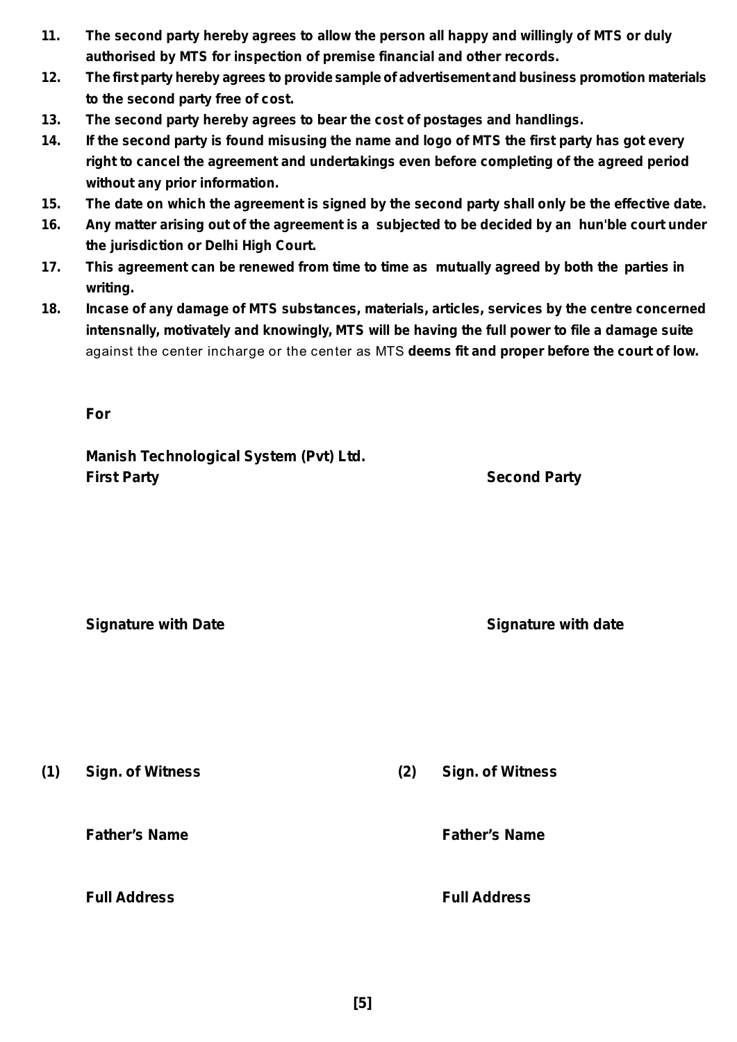11. **The second party hereby agrees to allow the person all happy and willingly of MTS or duly authorised by MTS for inspection of premise financial and other records.**
12. **The first party hereby agrees to provide sample of advertisement and business promotion materials to the second party free of cost.**
13. **The second party hereby agrees to bear the cost of postages and handlings.**
14. **If the second party is found misusing the name and logo of MTS the first party has got every right to cancel the agreement and undertakings even before completing of the agreed period without any prior information.**
15. **The date on which the agreement is signed by the second party shall only be the effective date.**
16. **Any matter arising out of the agreement is a subjected to be decided by an hun'ble court under the jurisdiction or Delhi High Court.**
17. **This agreement can be renewed from time to time as mutually agreed by both the parties in writing.**
18. **Incase of any damage of MTS substances, materials, articles, services by the centre concerned intensnally, motivately and knowingly, MTS will be having the full power to file a damage suite** against the center incharge or the center as MTS **deems fit and proper before the court of low.**

**For**

**Manish Technological System (Pvt) Ltd.**
**First Party**

**Second Party**

**Signature with Date**

**Signature with date**

**(1) Sign. of Witness**

**Father's Name**

**Full Address**

**(2) Sign. of Witness**

**Father's Name**

**Full Address**